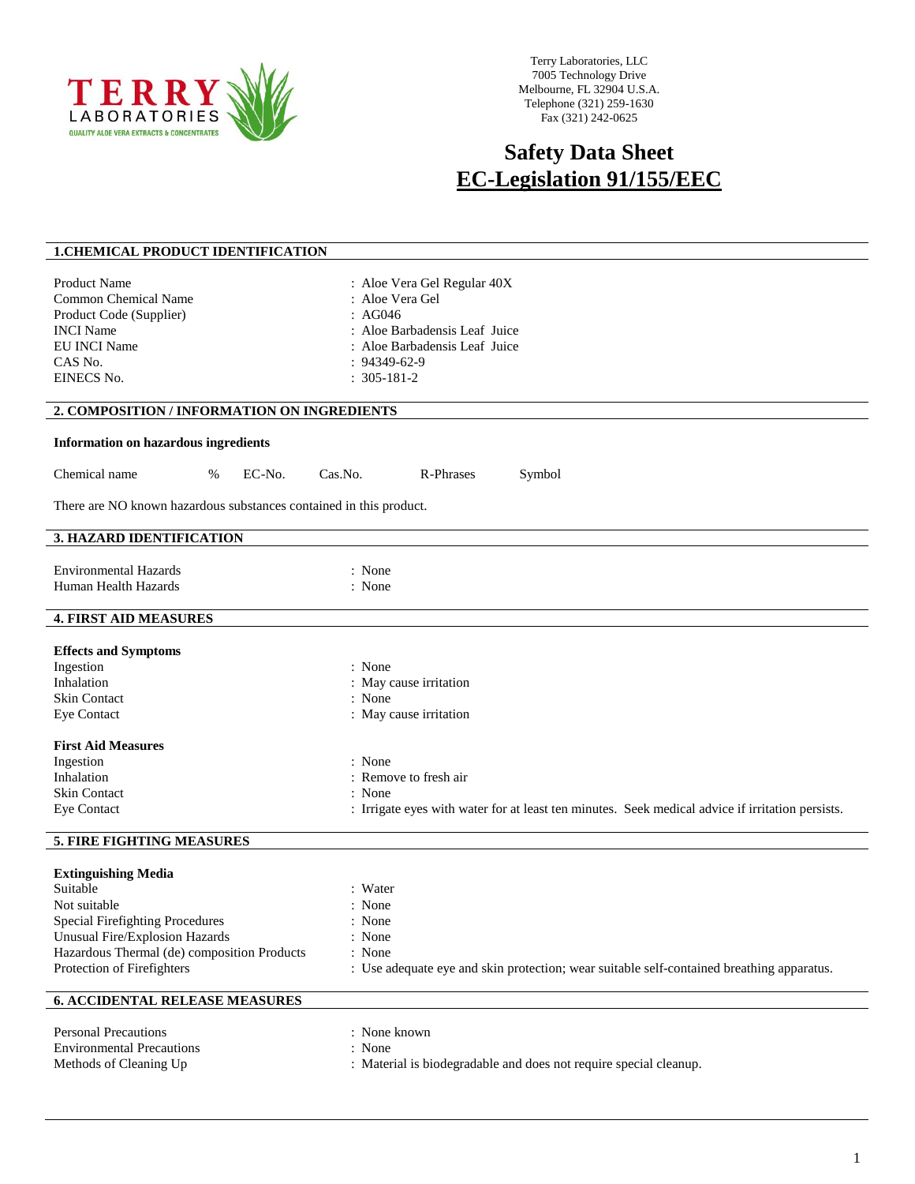TERRY LABORATORIES
QUALITY ALOE VERA EXTRACTS & CONCENTRATES

Terry Laboratories, LLC
7005 Technology Drive
Melbourne, FL 32904 U.S.A.
Telephone (321) 259-1630
Fax (321) 242-0625

# Safety Data Sheet
# EC-Legislation 91/155/EEC

## 1.CHEMICAL PRODUCT IDENTIFICATION

| | |
|---|---|
| Product Name | : Aloe Vera Gel Regular 40X |
| Common Chemical Name | : Aloe Vera Gel |
| Product Code (Supplier) | : AG046 |
| INCI Name | : Aloe Barbadensis Leaf Juice |
| EU INCI Name | : Aloe Barbadensis Leaf Juice |
| CAS No. | : 94349-62-9 |
| EINECS No. | : 305-181-2 |

## 2. COMPOSITION / INFORMATION ON INGREDIENTS

**Information on hazardous ingredients**

| Chemical name | % | EC-No. | Cas.No. | R-Phrases | Symbol |
|---|---|---|---|---|---|

There are NO known hazardous substances contained in this product.

## 3. HAZARD IDENTIFICATION

| | |
|---|---|
| Environmental Hazards | : None |
| Human Health Hazards | : None |

## 4. FIRST AID MEASURES

**Effects and Symptoms**

| | |
|---|---|
| Ingestion | : None |
| Inhalation | : May cause irritation |
| Skin Contact | : None |
| Eye Contact | : May cause irritation |

**First Aid Measures**

| | |
|---|---|
| Ingestion | : None |
| Inhalation | : Remove to fresh air |
| Skin Contact | : None |
| Eye Contact | : Irrigate eyes with water for at least ten minutes. Seek medical advice if irritation persists. |

## 5. FIRE FIGHTING MEASURES

**Extinguishing Media**

| | |
|---|---|
| Suitable | : Water |
| Not suitable | : None |
| Special Firefighting Procedures | : None |
| Unusual Fire/Explosion Hazards | : None |
| Hazardous Thermal (de) composition Products | : None |
| Protection of Firefighters | : Use adequate eye and skin protection; wear suitable self-contained breathing apparatus. |

## 6. ACCIDENTAL RELEASE MEASURES

| | |
|---|---|
| Personal Precautions | : None known |
| Environmental Precautions | : None |
| Methods of Cleaning Up | : Material is biodegradable and does not require special cleanup. |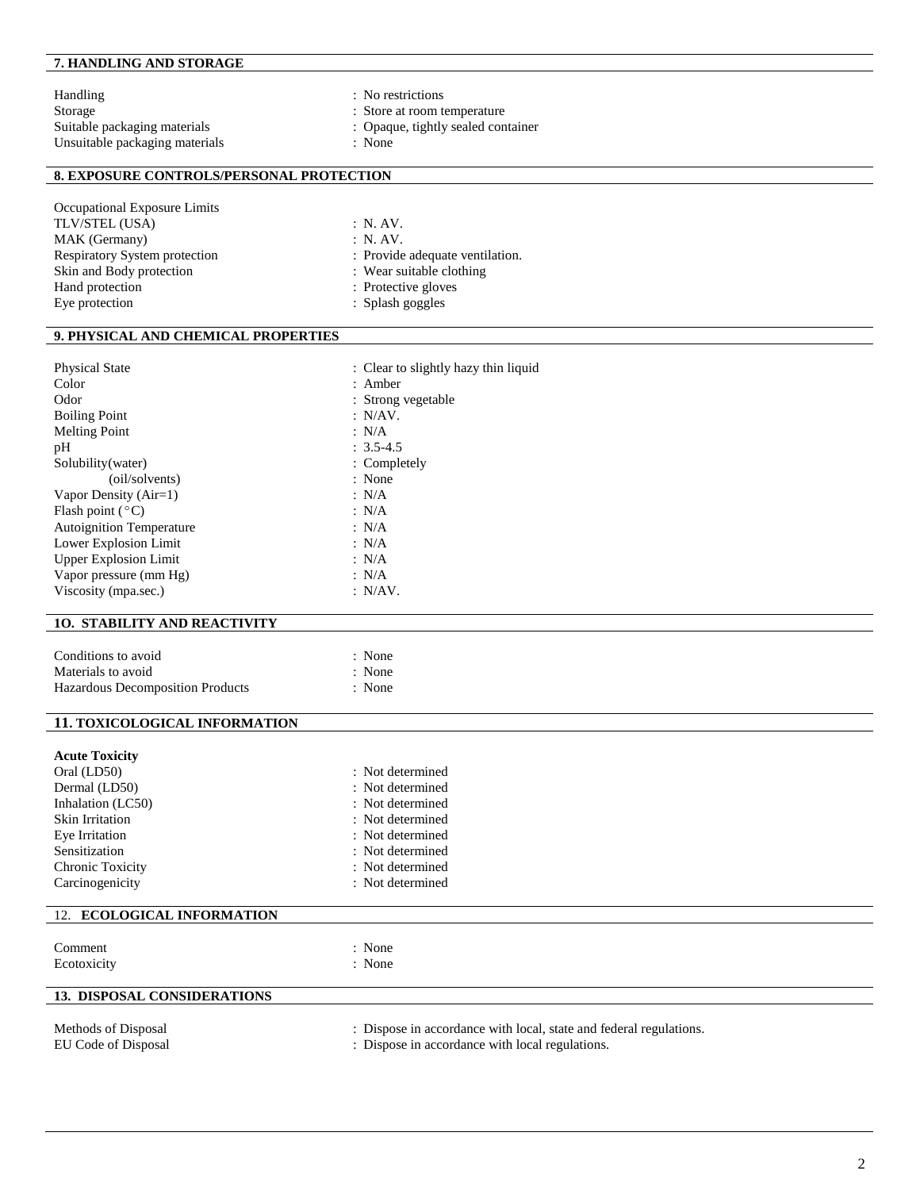## 7. HANDLING AND STORAGE

| | |
|---|---|
| Handling | : No restrictions |
| Storage | : Store at room temperature |
| Suitable packaging materials | : Opaque, tightly sealed container |
| Unsuitable packaging materials | : None |

## 8. EXPOSURE CONTROLS/PERSONAL PROTECTION

| | |
|---|---|
| Occupational Exposure Limits | |
| TLV/STEL (USA) | : N. AV. |
| MAK (Germany) | : N. AV. |
| Respiratory System protection | : Provide adequate ventilation. |
| Skin and Body protection | : Wear suitable clothing |
| Hand protection | : Protective gloves |
| Eye protection | : Splash goggles |

## 9. PHYSICAL AND CHEMICAL PROPERTIES

| | |
|---|---|
| Physical State | : Clear to slightly hazy thin liquid |
| Color | : Amber |
| Odor | : Strong vegetable |
| Boiling Point | : N/AV. |
| Melting Point | : N/A |
| pH | : 3.5-4.5 |
| Solubility(water) | : Completely |
| (oil/solvents) | : None |
| Vapor Density (Air=1) | : N/A |
| Flash point (°C) | : N/A |
| Autoignition Temperature | : N/A |
| Lower Explosion Limit | : N/A |
| Upper Explosion Limit | : N/A |
| Vapor pressure (mm Hg) | : N/A |
| Viscosity (mpa.sec.) | : N/AV. |

## 1O. STABILITY AND REACTIVITY

| | |
|---|---|
| Conditions to avoid | : None |
| Materials to avoid | : None |
| Hazardous Decomposition Products | : None |

## 11. TOXICOLOGICAL INFORMATION

**Acute Toxicity**

| | |
|---|---|
| Oral (LD50) | : Not determined |
| Dermal (LD50) | : Not determined |
| Inhalation (LC50) | : Not determined |
| Skin Irritation | : Not determined |
| Eye Irritation | : Not determined |
| Sensitization | : Not determined |
| Chronic Toxicity | : Not determined |
| Carcinogenicity | : Not determined |

## 12. ECOLOGICAL INFORMATION

| | |
|---|---|
| Comment | : None |
| Ecotoxicity | : None |

## 13. DISPOSAL CONSIDERATIONS

| | |
|---|---|
| Methods of Disposal | : Dispose in accordance with local, state and federal regulations. |
| EU Code of Disposal | : Dispose in accordance with local regulations. |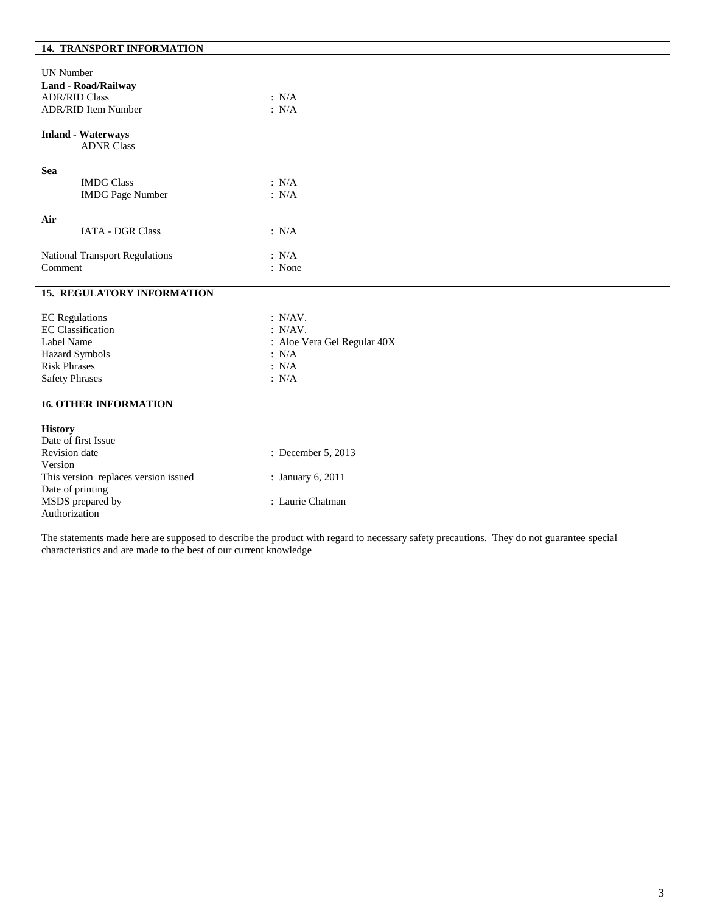## 14. TRANSPORT INFORMATION

UN Number

**Land - Road/Railway**

ADR/RID Class : N/A
ADR/RID Item Number : N/A

**Inland - Waterways**

ADNR Class

**Sea**

IMDG Class : N/A
IMDG Page Number : N/A

**Air**

IATA - DGR Class : N/A

National Transport Regulations : N/A
Comment : None

## 15. REGULATORY INFORMATION

EC Regulations : N/AV.
EC Classification : N/AV.
Label Name : Aloe Vera Gel Regular 40X
Hazard Symbols : N/A
Risk Phrases : N/A
Safety Phrases : N/A

## 16. OTHER INFORMATION

**History**

Date of first Issue
Revision date : December 5, 2013
Version
This version replaces version issued : January 6, 2011
Date of printing
MSDS prepared by : Laurie Chatman
Authorization

The statements made here are supposed to describe the product with regard to necessary safety precautions. They do not guarantee special characteristics and are made to the best of our current knowledge